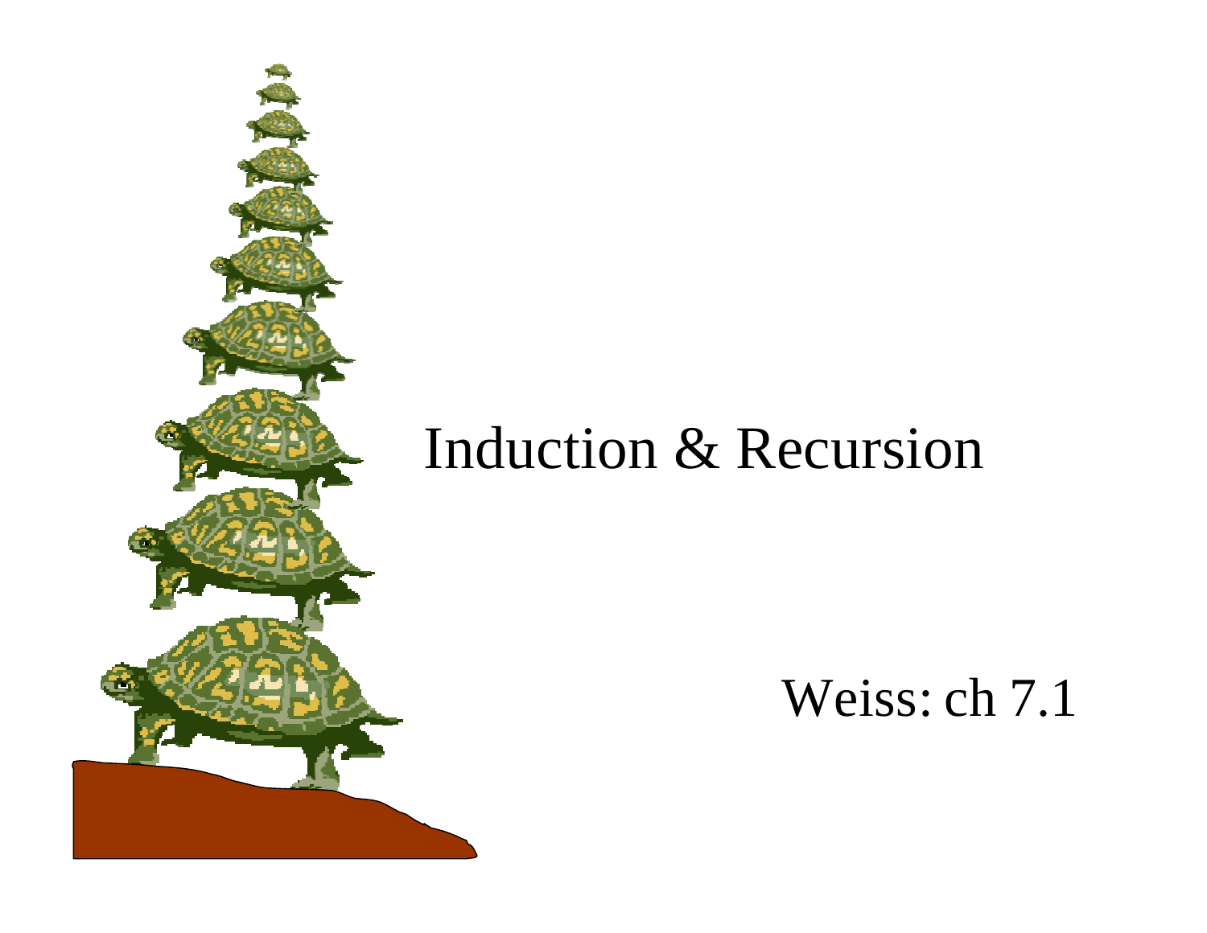# Induction & Recursion

Weiss: ch 7.1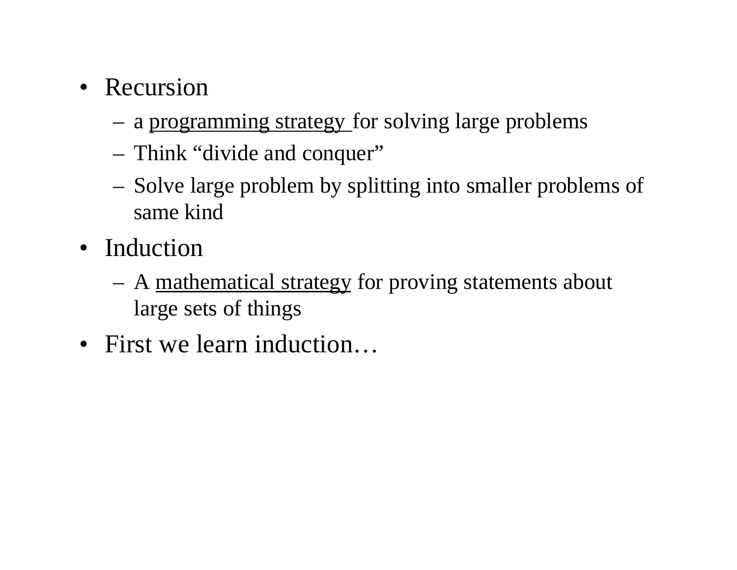- Recursion
  - a <u>programming strategy</u> for solving large problems
  - Think “divide and conquer”
  - Solve large problem by splitting into smaller problems of same kind
- Induction
  - A <u>mathematical strategy</u> for proving statements about large sets of things
- First we learn induction…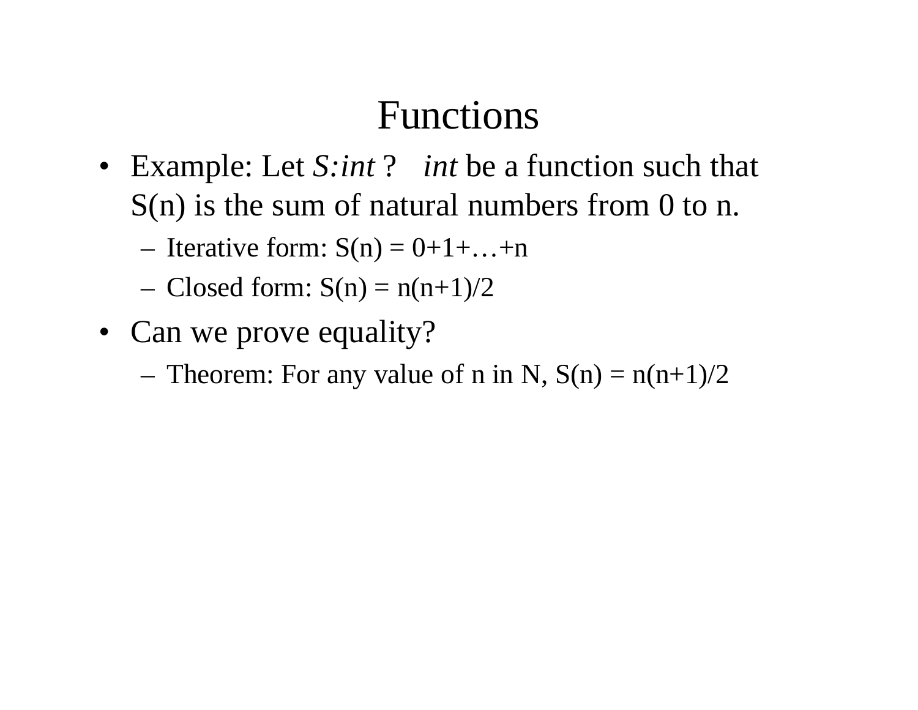# Functions

- Example: Let *S:int* ? *int* be a function such that S(n) is the sum of natural numbers from 0 to n.
  - Iterative form: $S(n) = 0+1+\ldots+n$
  - Closed form: $S(n) = n(n+1)/2$
- Can we prove equality?
  - Theorem: For any value of n in N, $S(n) = n(n+1)/2$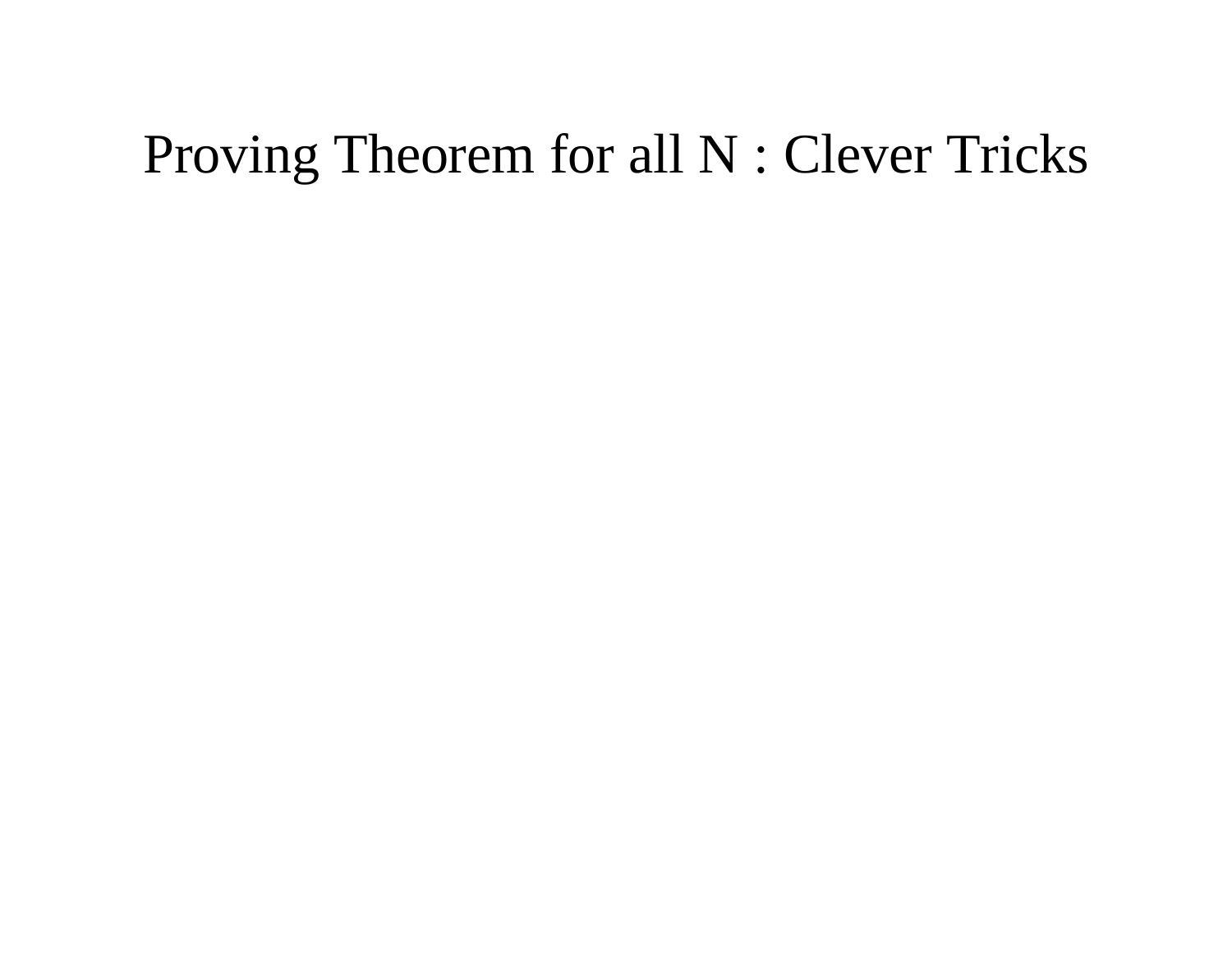# Proving Theorem for all N : Clever Tricks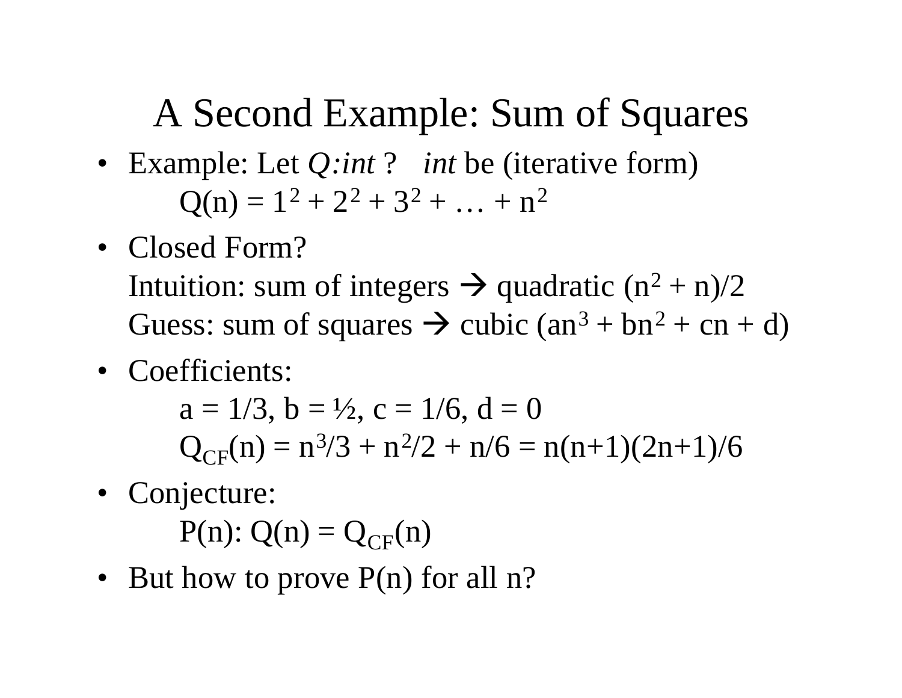# A Second Example: Sum of Squares

- Example: Let *Q:int* ? *int* be (iterative form)

  $Q(n) = 1^2 + 2^2 + 3^2 + \ldots + n^2$

- Closed Form?

  Intuition: sum of integers → quadratic $(n^2 + n)/2$

  Guess: sum of squares → cubic $(an^3 + bn^2 + cn + d)$

- Coefficients:

  $a = 1/3$, $b = ½$, $c = 1/6$, $d = 0$

  $Q_{CF}(n) = n^3/3 + n^2/2 + n/6 = n(n+1)(2n+1)/6$

- Conjecture:

  $P(n)$: $Q(n) = Q_{CF}(n)$

- But how to prove $P(n)$ for all n?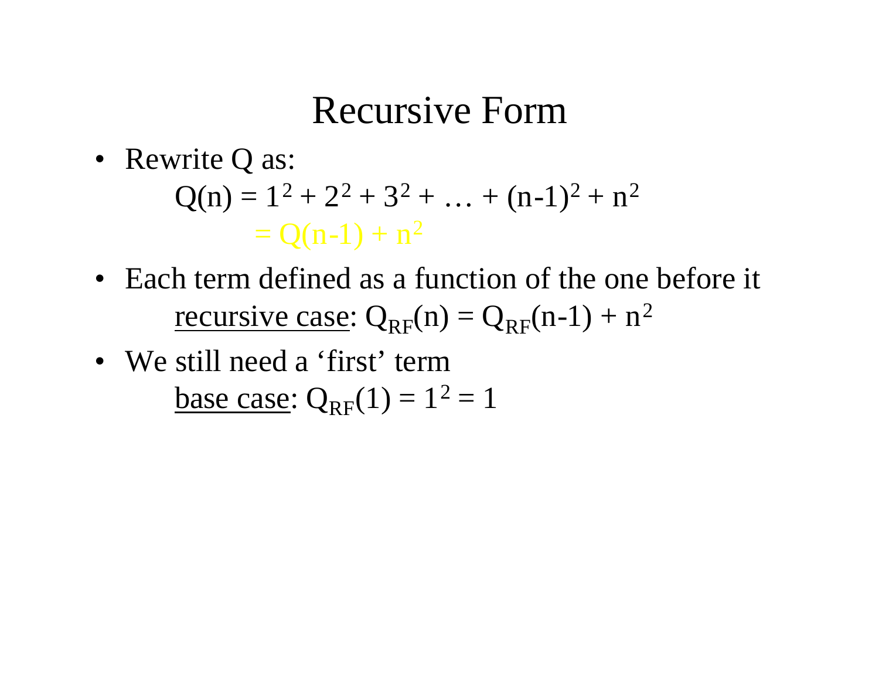# Recursive Form

- Rewrite Q as:

  $$Q(n) = 1^2 + 2^2 + 3^2 + \ldots + (n-1)^2 + n^2$$
  $$= Q(n-1) + n^2$$

- Each term defined as a function of the one before it

  <u>recursive case</u>: $Q_{RF}(n) = Q_{RF}(n-1) + n^2$

- We still need a 'first' term

  <u>base case</u>: $Q_{RF}(1) = 1^2 = 1$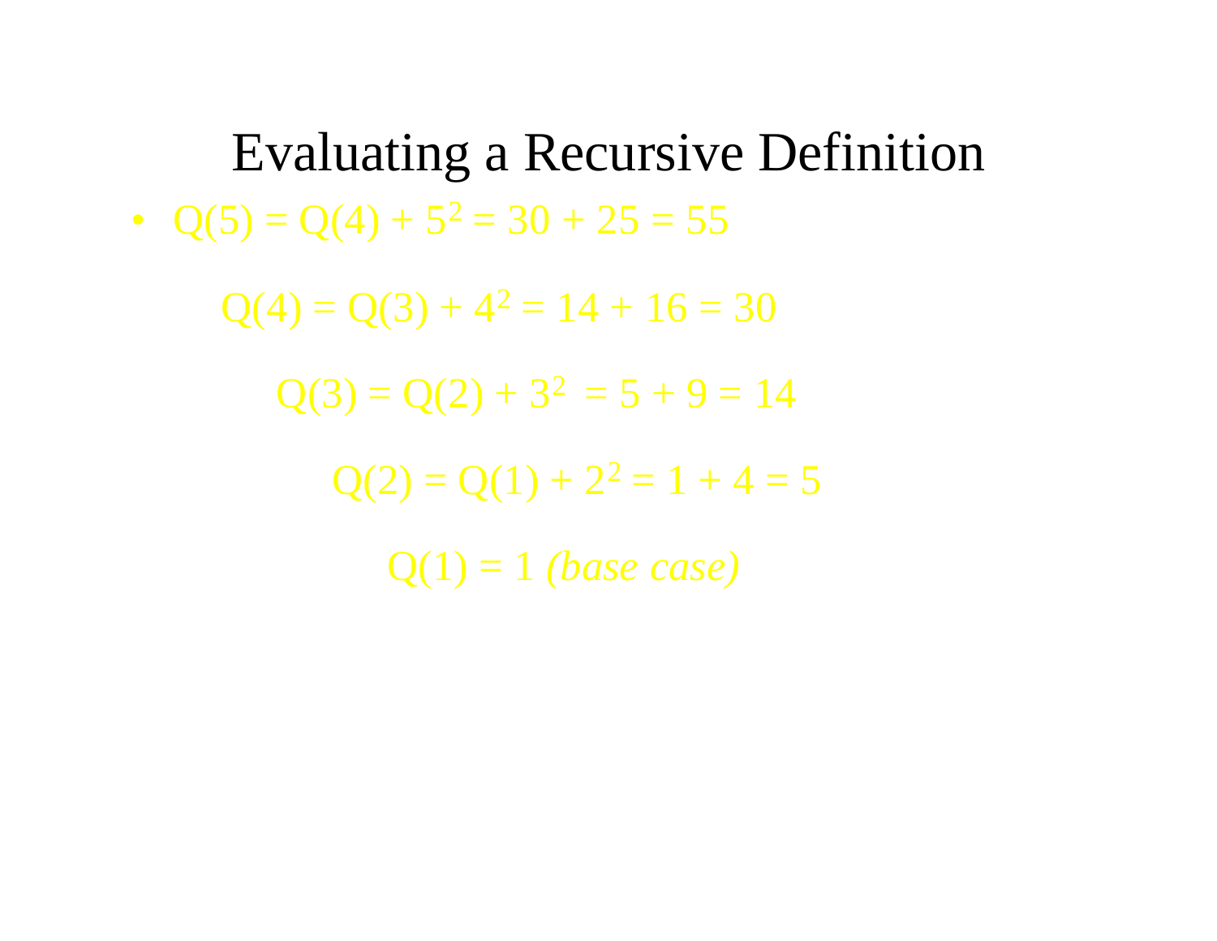# Evaluating a Recursive Definition

- $Q(5) = Q(4) + 5^2 = 30 + 25 = 55$

  $Q(4) = Q(3) + 4^2 = 14 + 16 = 30$

  $Q(3) = Q(2) + 3^2 = 5 + 9 = 14$

  $Q(2) = Q(1) + 2^2 = 1 + 4 = 5$

  $Q(1) = 1$ *(base case)*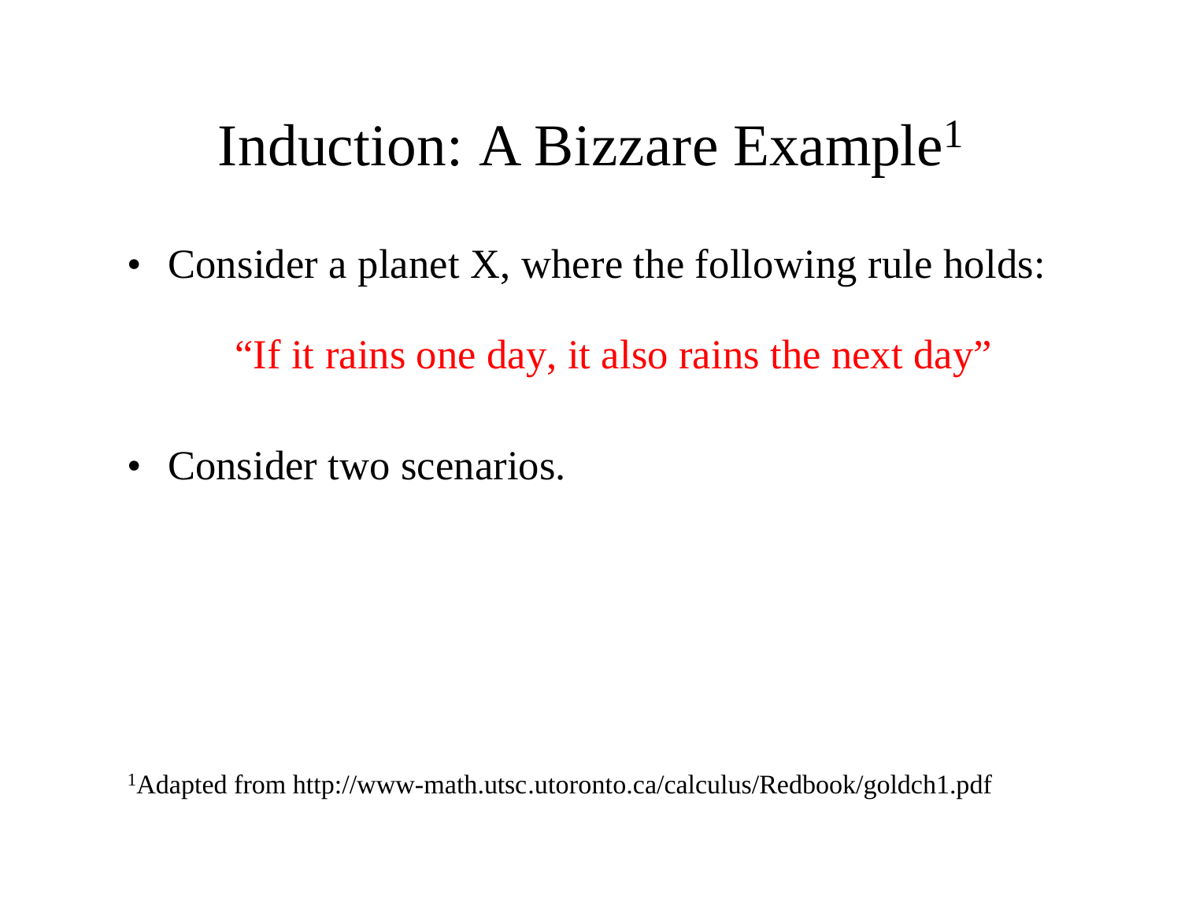# Induction: A Bizzare Example[1]

- Consider a planet X, where the following rule holds:

  "If it rains one day, it also rains the next day"

- Consider two scenarios.

[1]Adapted from http://www-math.utsc.utoronto.ca/calculus/Redbook/goldch1.pdf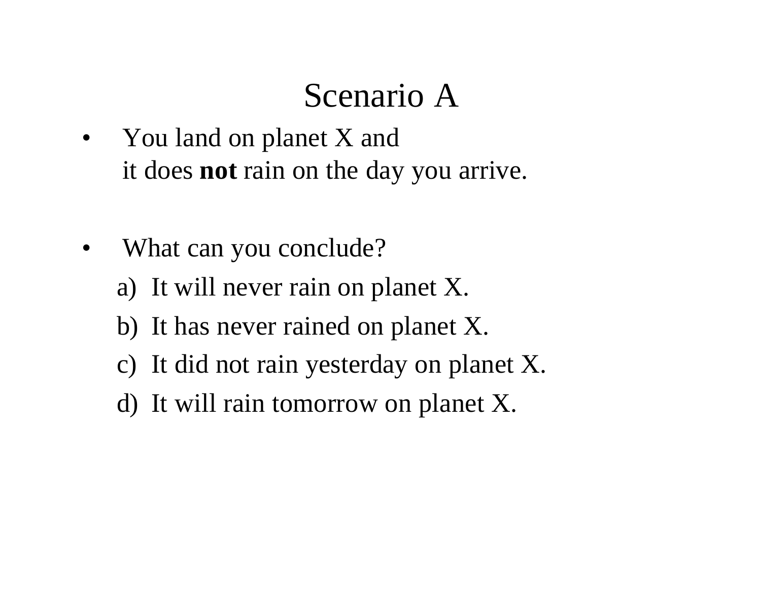# Scenario A

- You land on planet X and
  it does **not** rain on the day you arrive.

- What can you conclude?
  a) It will never rain on planet X.
  b) It has never rained on planet X.
  c) It did not rain yesterday on planet X.
  d) It will rain tomorrow on planet X.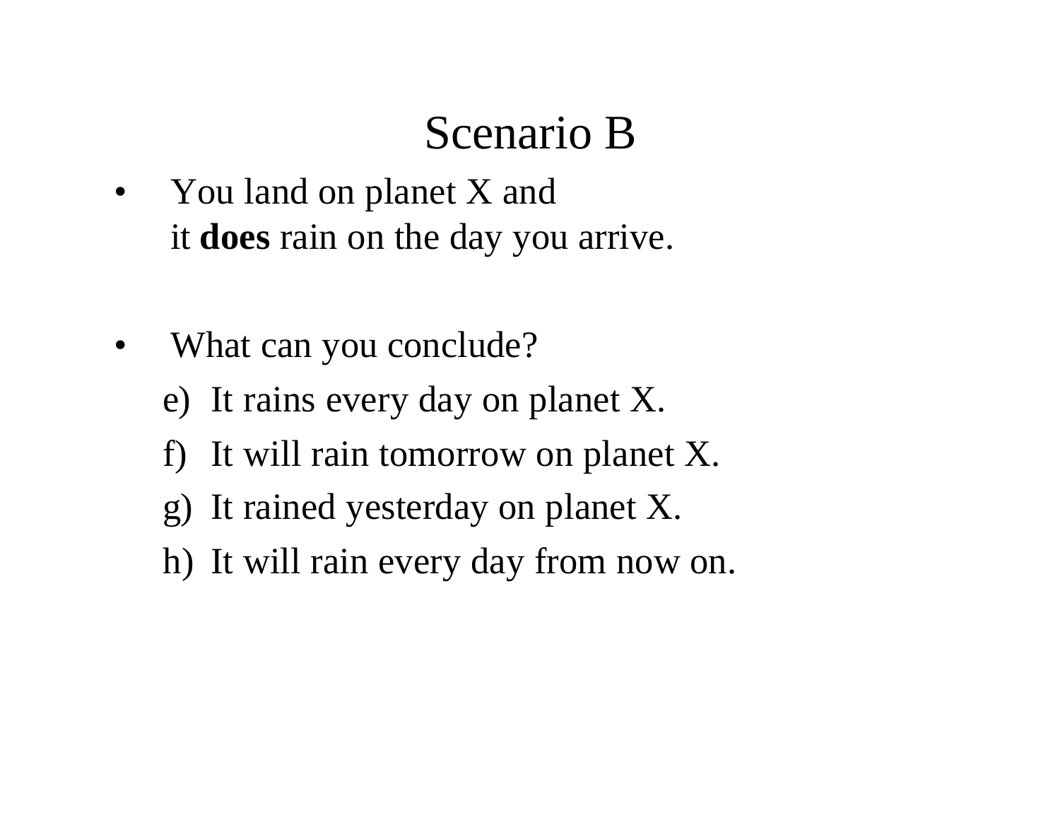# Scenario B

- You land on planet X and
  it **does** rain on the day you arrive.

- What can you conclude?

  e) It rains every day on planet X.

  f) It will rain tomorrow on planet X.

  g) It rained yesterday on planet X.

  h) It will rain every day from now on.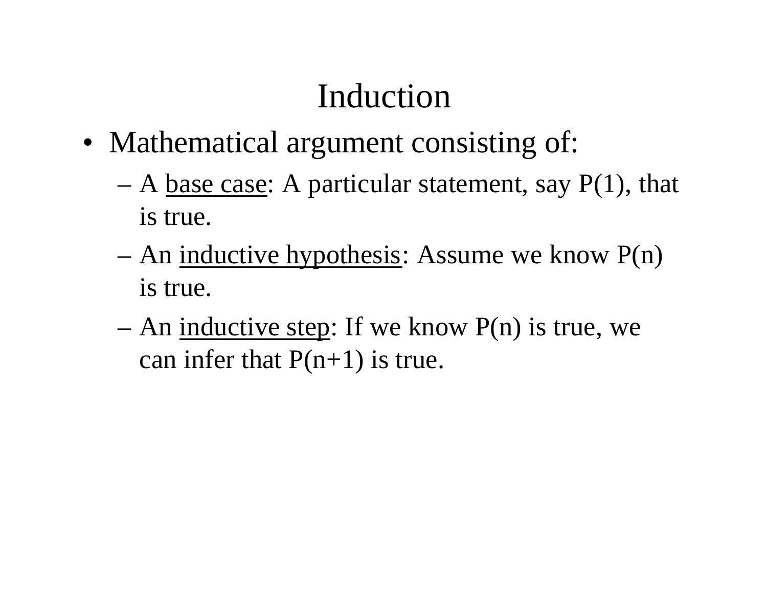# Induction

- Mathematical argument consisting of:
  - A base case: A particular statement, say P(1), that is true.
  - An inductive hypothesis: Assume we know P(n) is true.
  - An inductive step: If we know P(n) is true, we can infer that P(n+1) is true.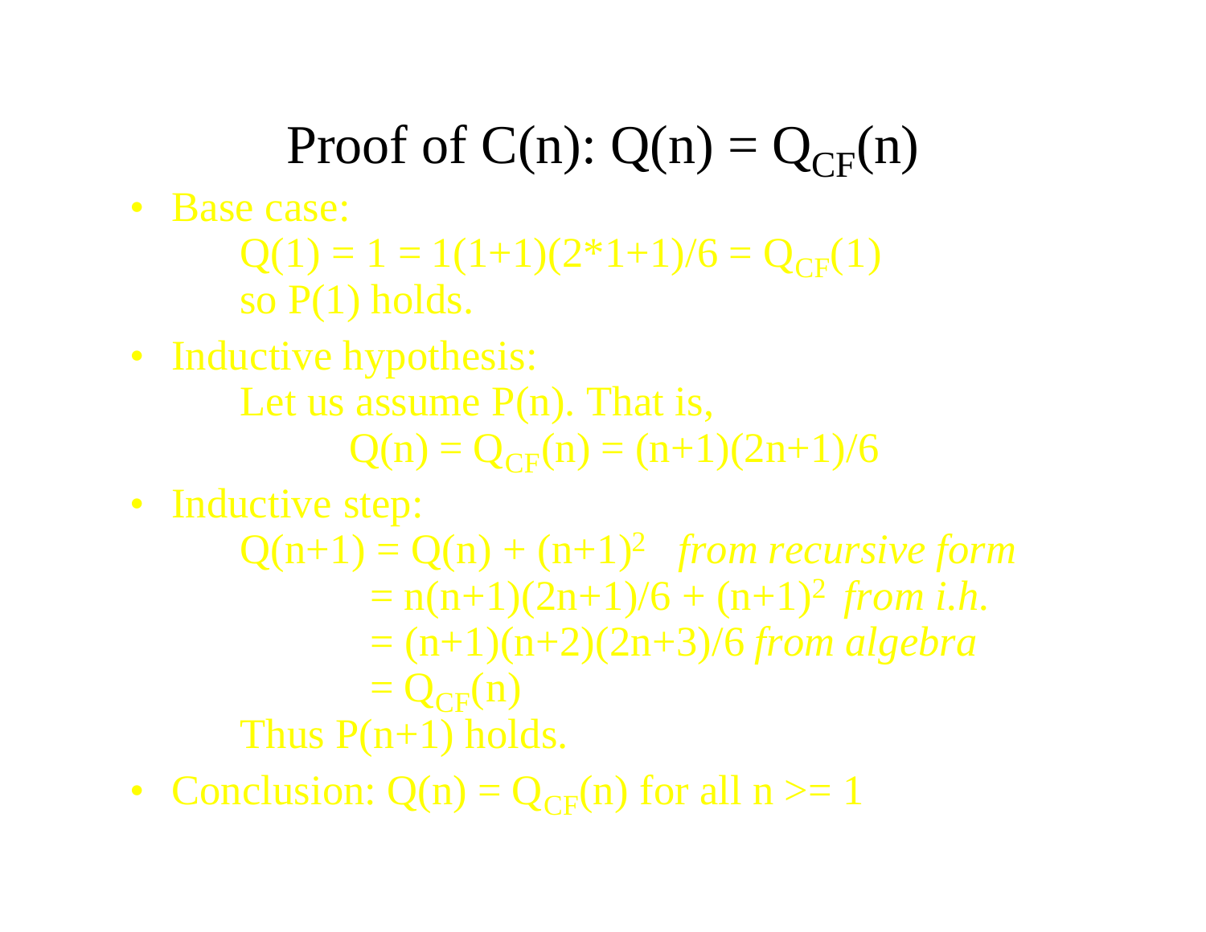# Proof of C(n): $Q(n) = Q_{CF}(n)$

- Base case:

  $Q(1) = 1 = 1(1+1)(2*1+1)/6 = Q_{CF}(1)$

  so P(1) holds.

- Inductive hypothesis:

  Let us assume P(n). That is,

  $Q(n) = Q_{CF}(n) = (n+1)(2n+1)/6$

- Inductive step:

  $Q(n+1) = Q(n) + (n+1)^2$ *from recursive form*

  $= n(n+1)(2n+1)/6 + (n+1)^2$ *from i.h.*

  $= (n+1)(n+2)(2n+3)/6$ *from algebra*

  $= Q_{CF}(n)$

  Thus P(n+1) holds.

- Conclusion: $Q(n) = Q_{CF}(n)$ for all n >= 1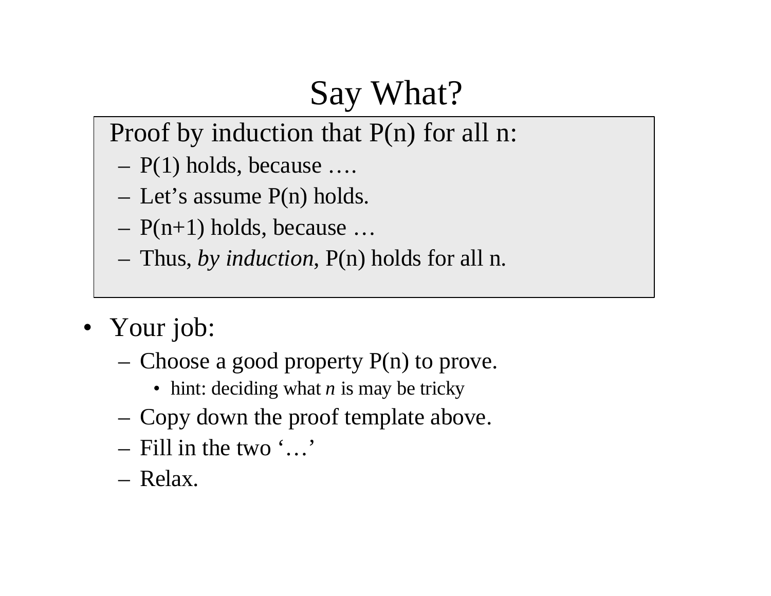# Say What?

Proof by induction that P(n) for all n:

- P(1) holds, because ….
- Let's assume P(n) holds.
- P(n+1) holds, because …
- Thus, *by induction*, P(n) holds for all n.

- Your job:
  - Choose a good property P(n) to prove.
    - hint: deciding what *n* is may be tricky
  - Copy down the proof template above.
  - Fill in the two '…'
  - Relax.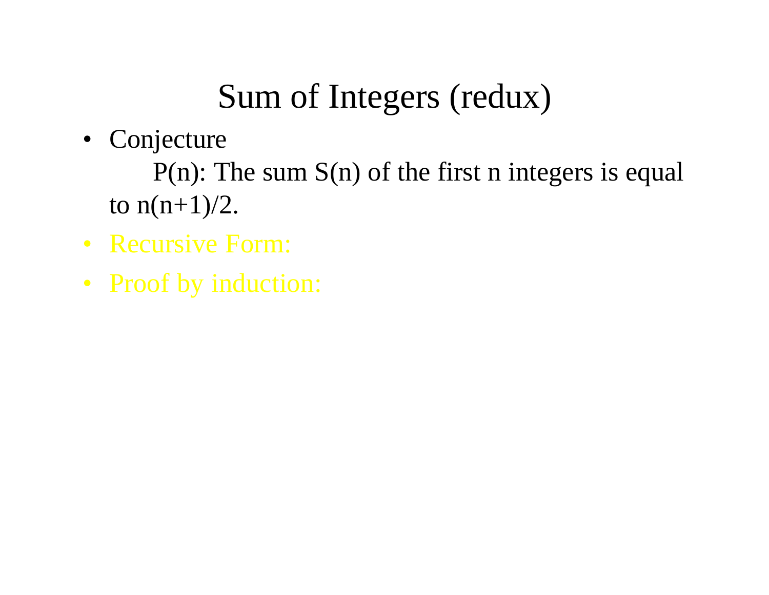# Sum of Integers (redux)

- Conjecture

  P(n): The sum S(n) of the first n integers is equal to n(n+1)/2.

- Recursive Form:
- Proof by induction: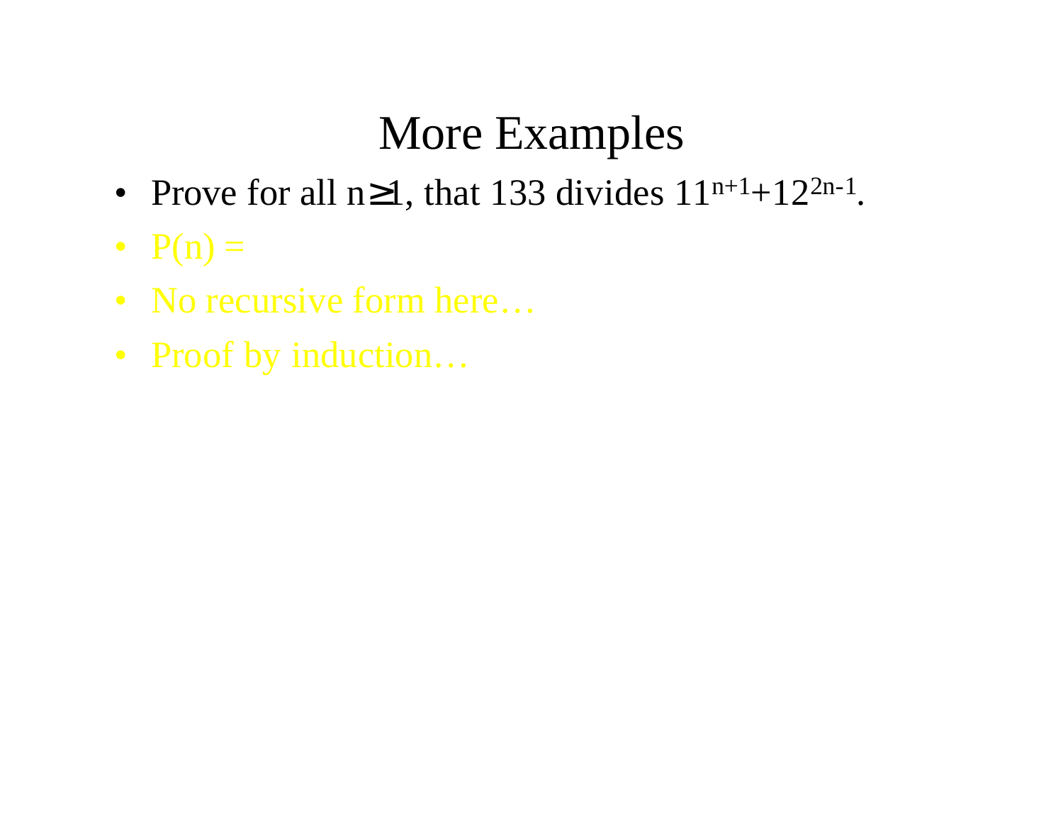# More Examples

- Prove for all $n \geq 1$, that 133 divides $11^{n+1}+12^{2n-1}$.
- $P(n) =$
- No recursive form here…
- Proof by induction…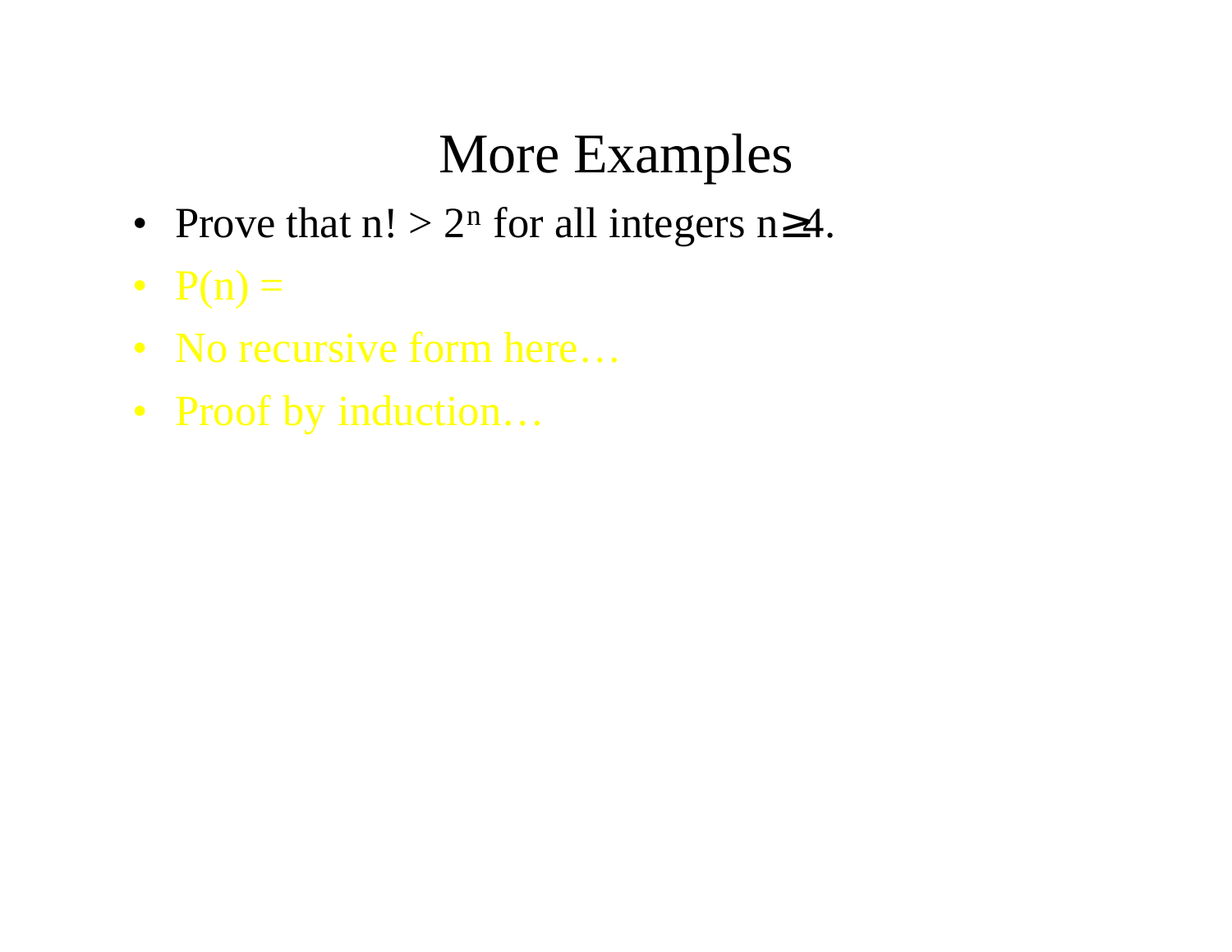# More Examples

- Prove that $n! > 2^n$ for all integers $n \geq 4$.
- $P(n) =$
- No recursive form here…
- Proof by induction…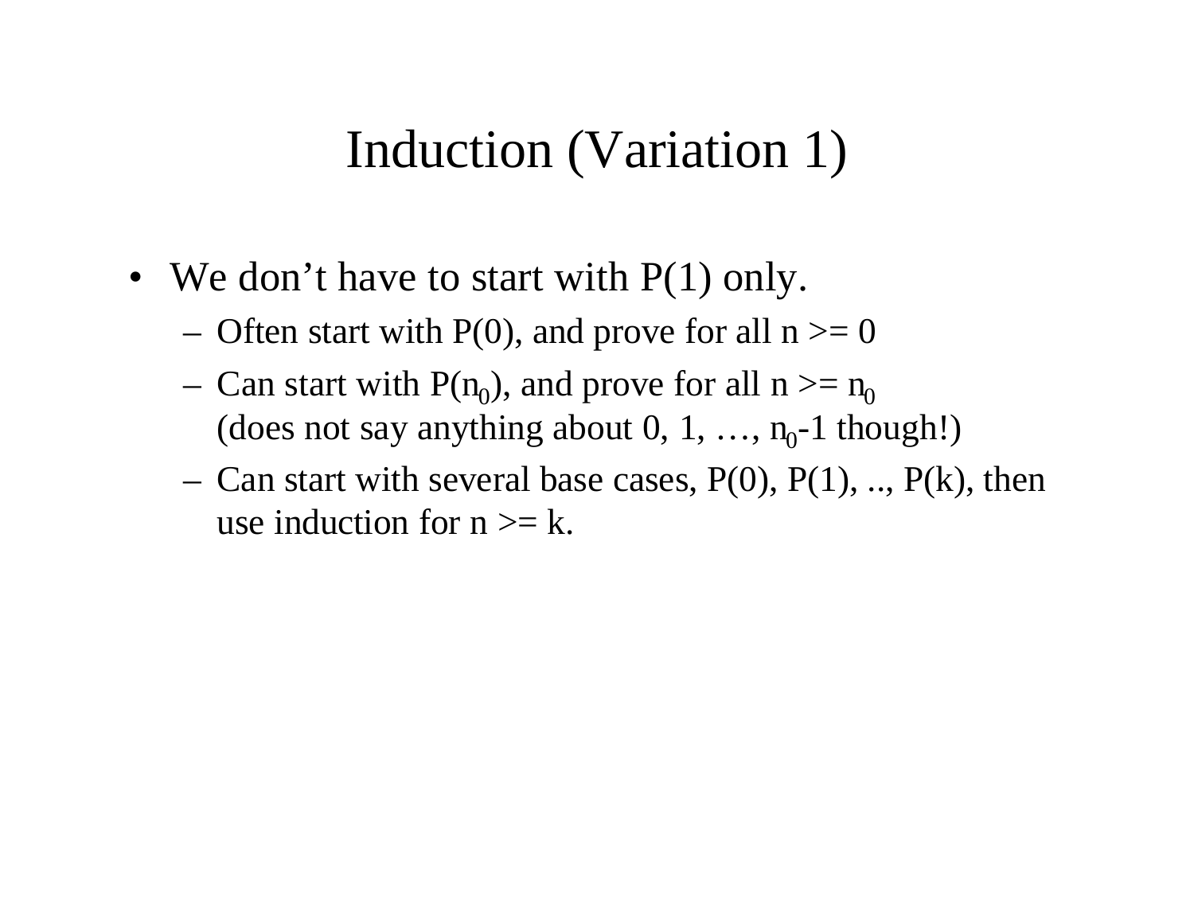# Induction (Variation 1)

- We don't have to start with P(1) only.
  - Often start with P(0), and prove for all n >= 0
  - Can start with $P(n_0)$, and prove for all n >= $n_0$ (does not say anything about 0, 1, …, $n_0$-1 though!)
  - Can start with several base cases, P(0), P(1), .., P(k), then use induction for n >= k.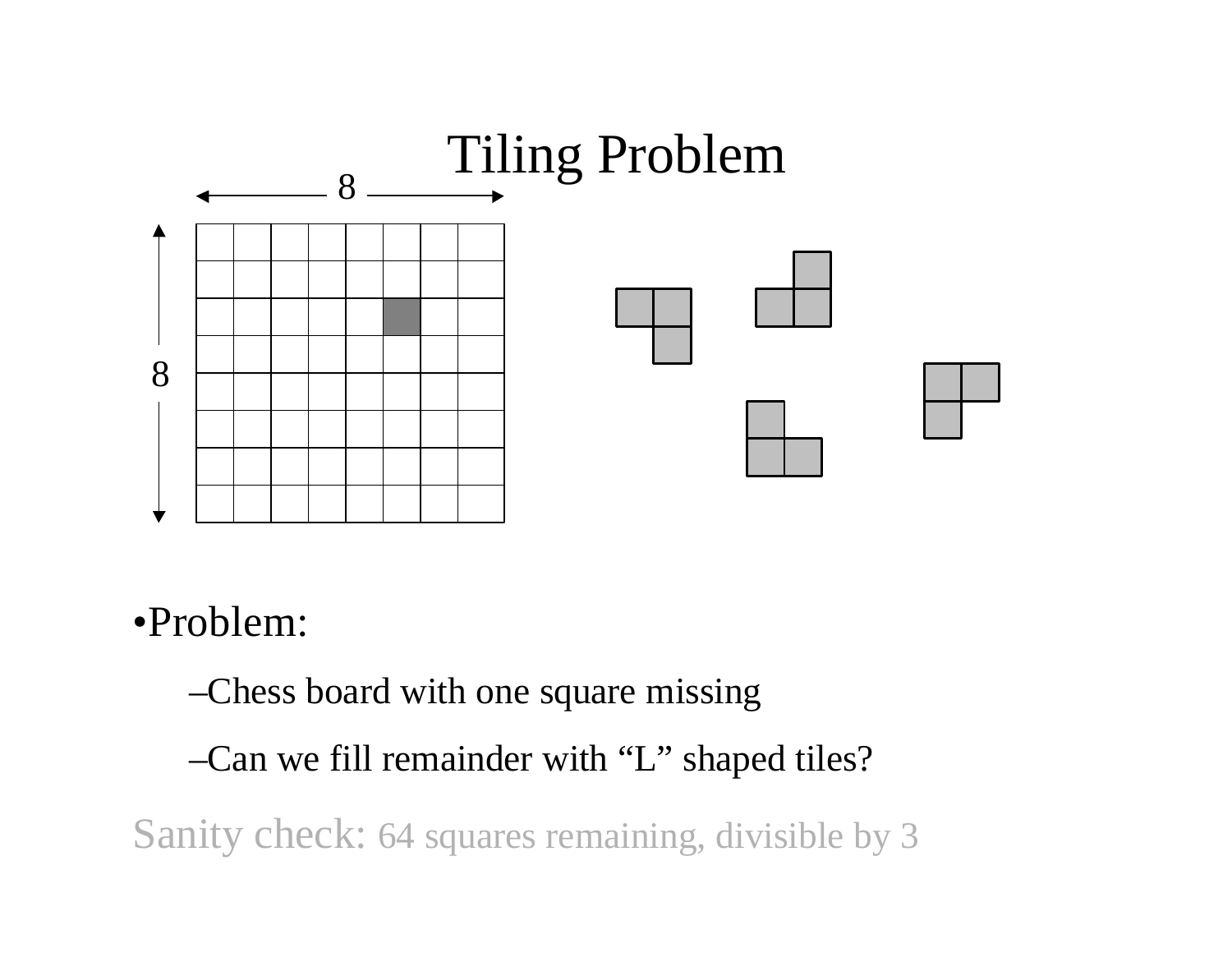# Tiling Problem

- Problem:
  - Chess board with one square missing
  - Can we fill remainder with "L" shaped tiles?

Sanity check: 64 squares remaining, divisible by 3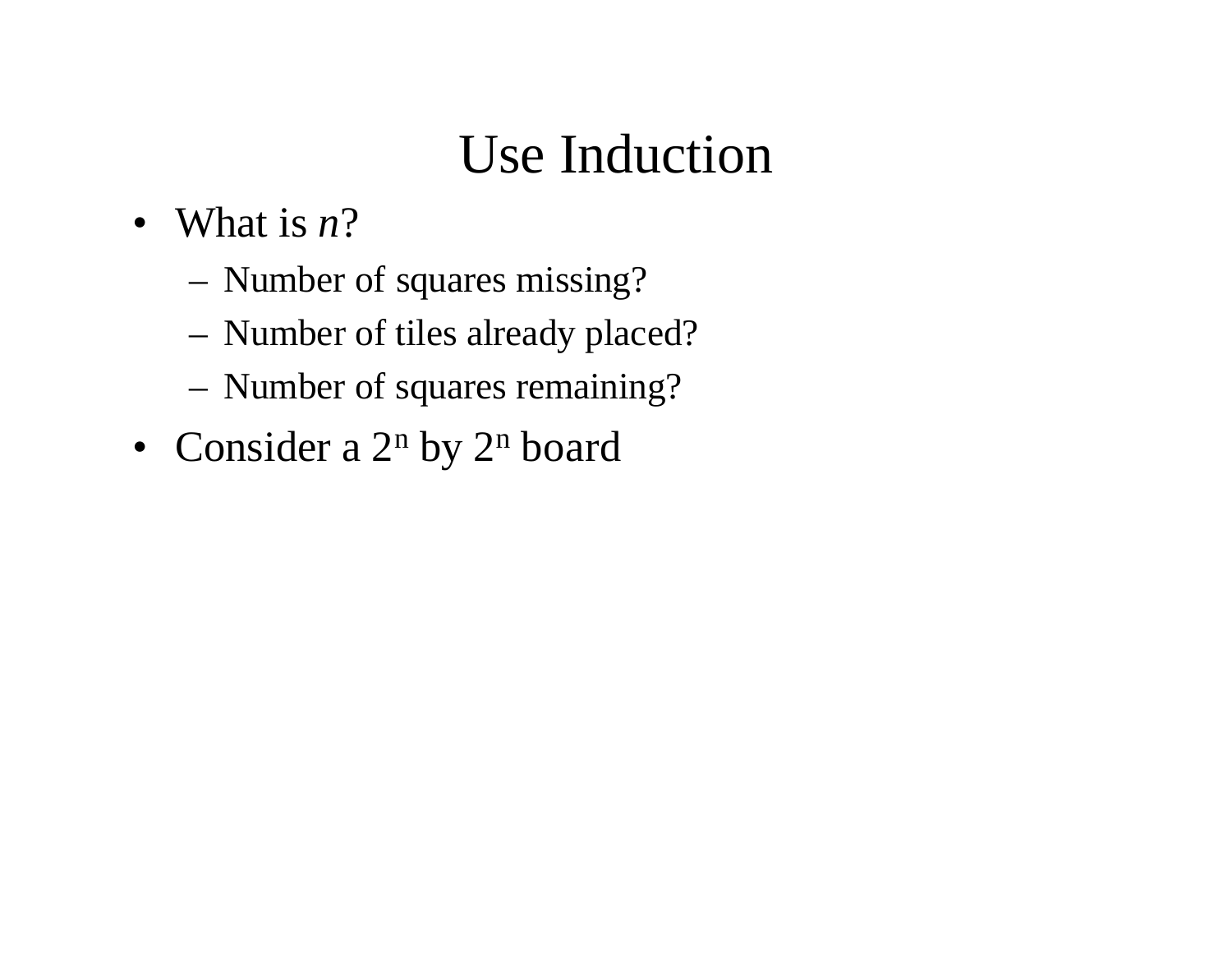# Use Induction

- What is *n*?
  - Number of squares missing?
  - Number of tiles already placed?
  - Number of squares remaining?
- Consider a $2^n$ by $2^n$ board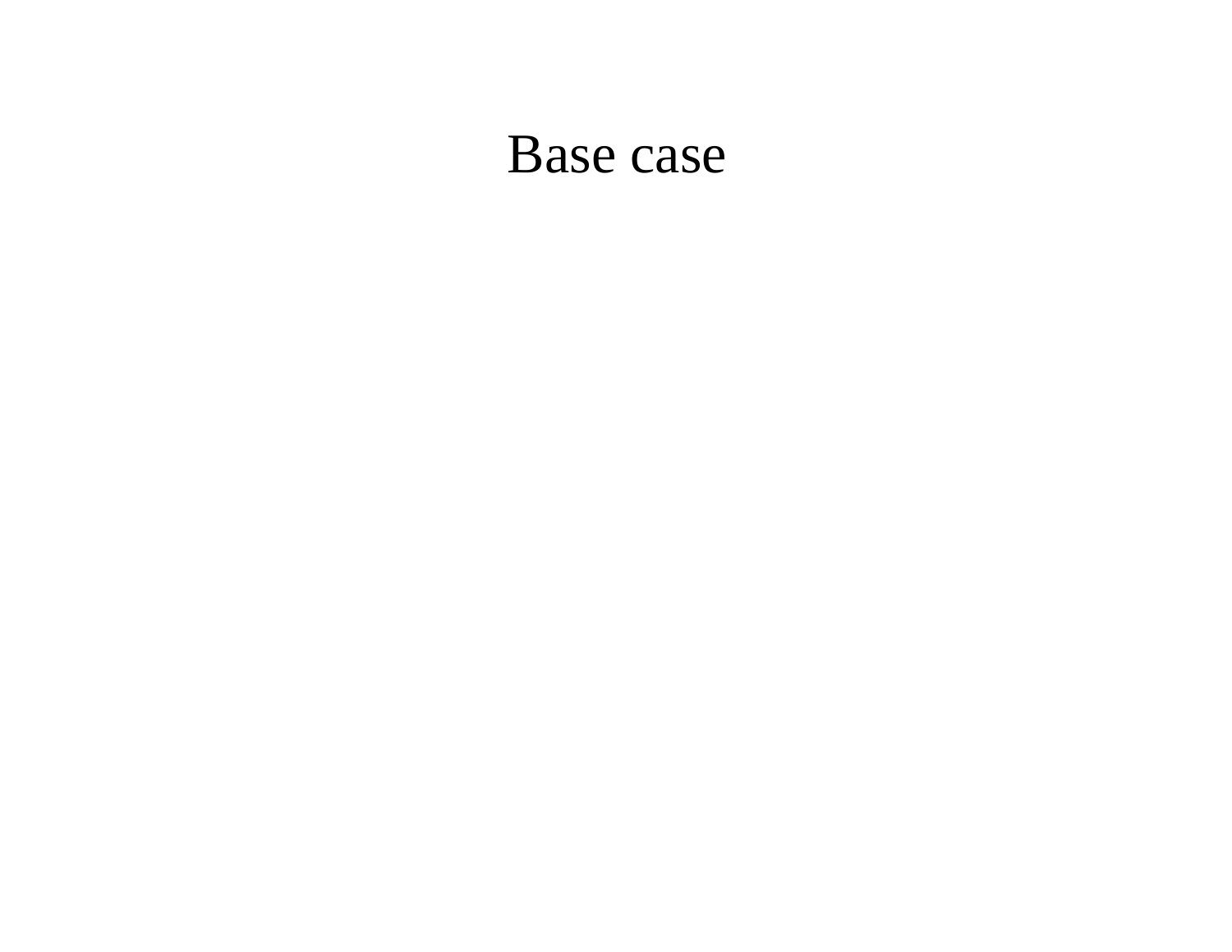# Base case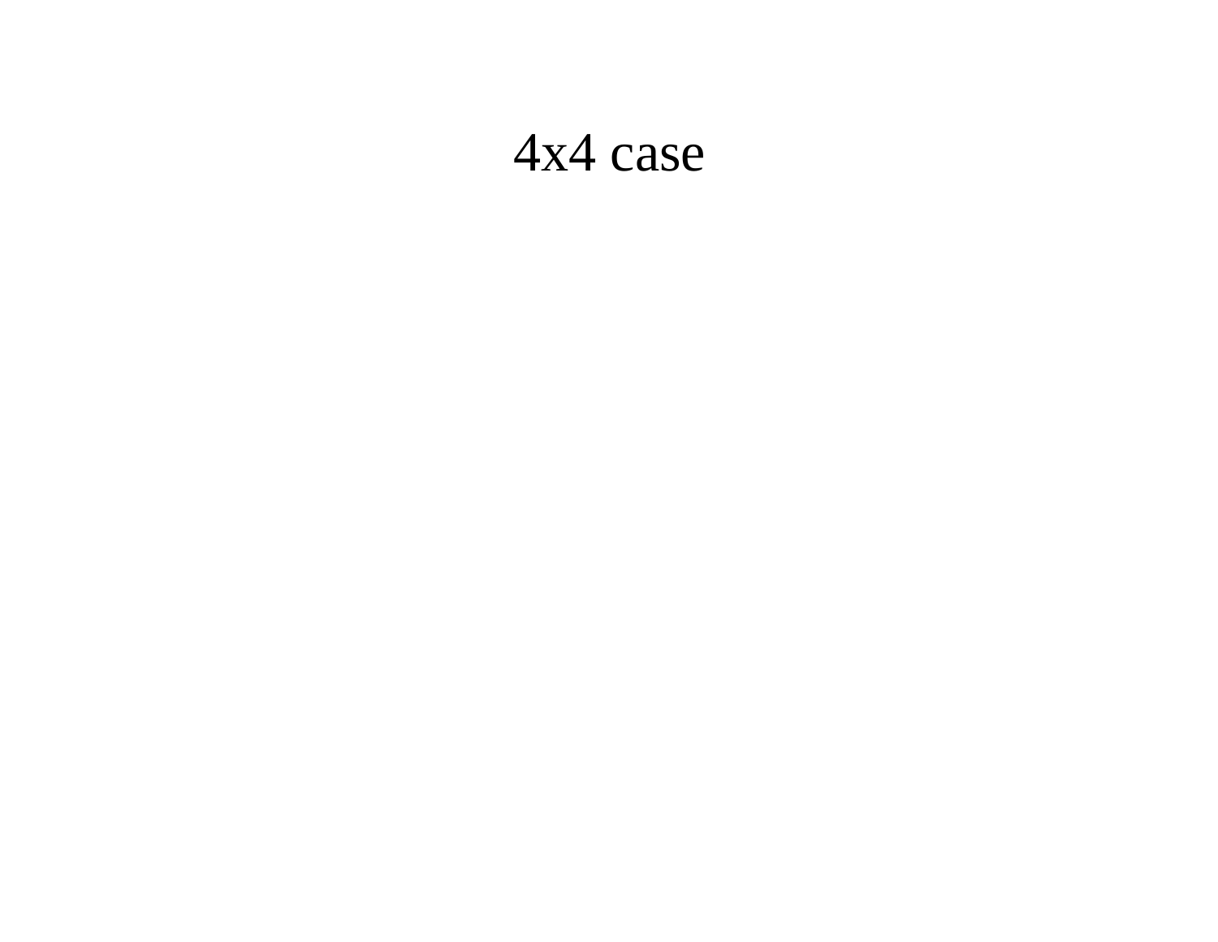# 4x4 case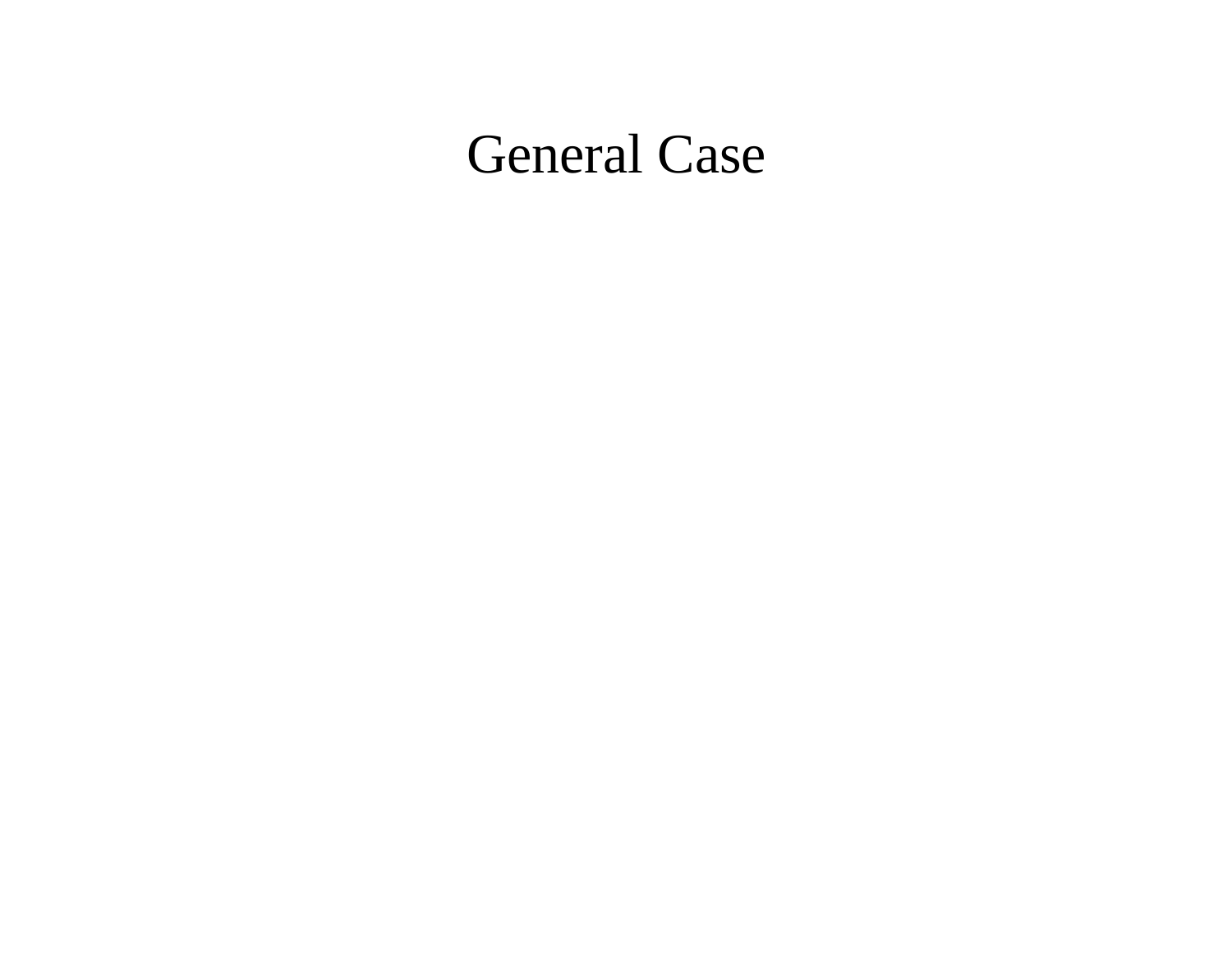# General Case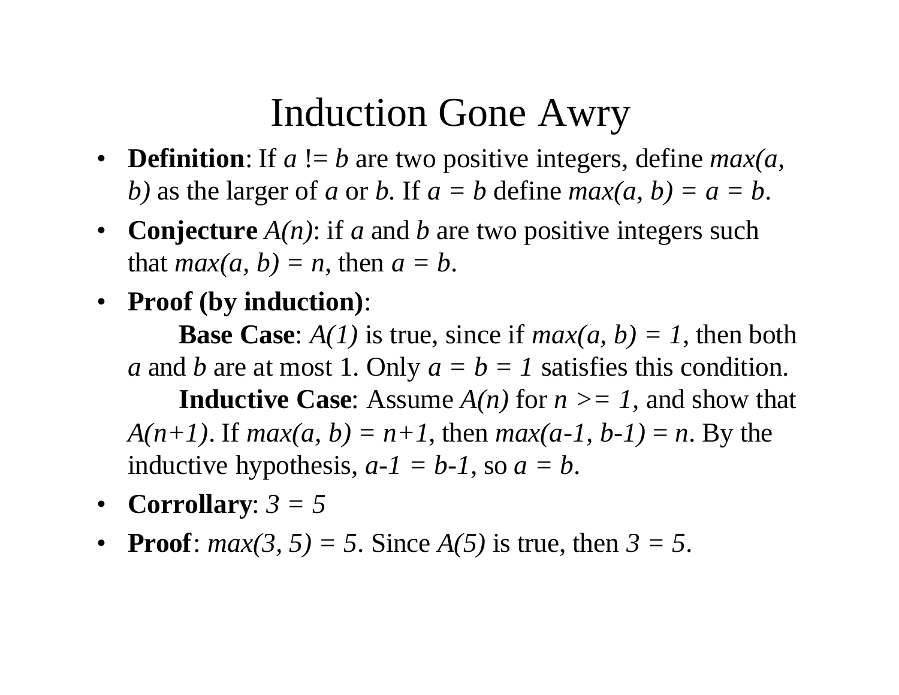# Induction Gone Awry

- **Definition**: If $a$ != $b$ are two positive integers, define $max(a, b)$ as the larger of $a$ or $b$. If $a = b$ define $max(a, b) = a = b$.
- **Conjecture** $A(n)$: if $a$ and $b$ are two positive integers such that $max(a, b) = n$, then $a = b$.
- **Proof (by induction)**:

  **Base Case**: $A(1)$ is true, since if $max(a, b) = 1$, then both $a$ and $b$ are at most 1. Only $a = b = 1$ satisfies this condition.

  **Inductive Case**: Assume $A(n)$ for $n >= 1$, and show that $A(n+1)$. If $max(a, b) = n+1$, then $max(a-1, b-1) = n$. By the inductive hypothesis, $a-1 = b-1$, so $a = b$.
- **Corrollary**: $3 = 5$
- **Proof**: $max(3, 5) = 5$. Since $A(5)$ is true, then $3 = 5$.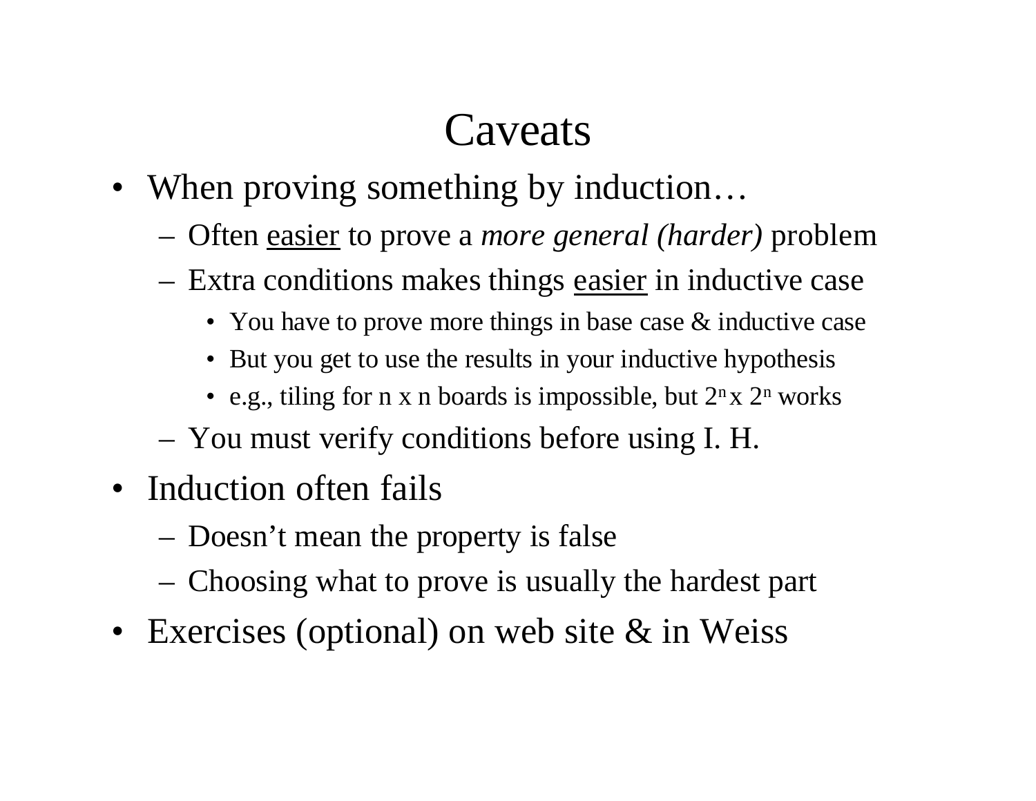# Caveats

- When proving something by induction…
  - Often <u>easier</u> to prove a *more general (harder)* problem
  - Extra conditions makes things <u>easier</u> in inductive case
    - You have to prove more things in base case & inductive case
    - But you get to use the results in your inductive hypothesis
    - e.g., tiling for n x n boards is impossible, but $2^n$ x $2^n$ works
  - You must verify conditions before using I. H.
- Induction often fails
  - Doesn't mean the property is false
  - Choosing what to prove is usually the hardest part
- Exercises (optional) on web site & in Weiss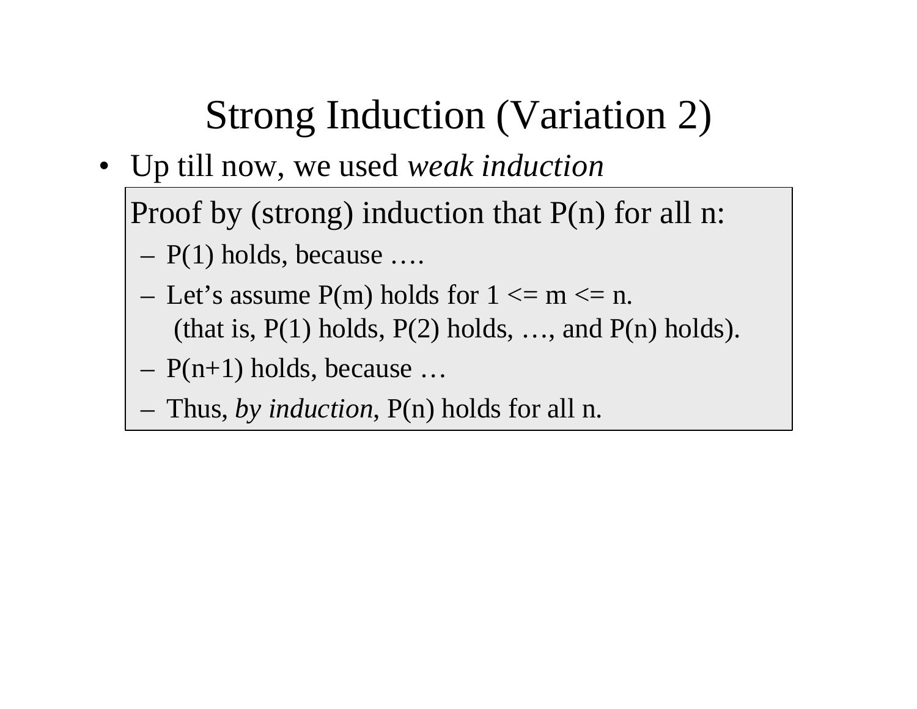# Strong Induction (Variation 2)

- Up till now, we used *weak induction*

Proof by (strong) induction that P(n) for all n:

- P(1) holds, because ….
- Let's assume P(m) holds for 1 <= m <= n.
  (that is, P(1) holds, P(2) holds, …, and P(n) holds).
- P(n+1) holds, because …
- Thus, *by induction*, P(n) holds for all n.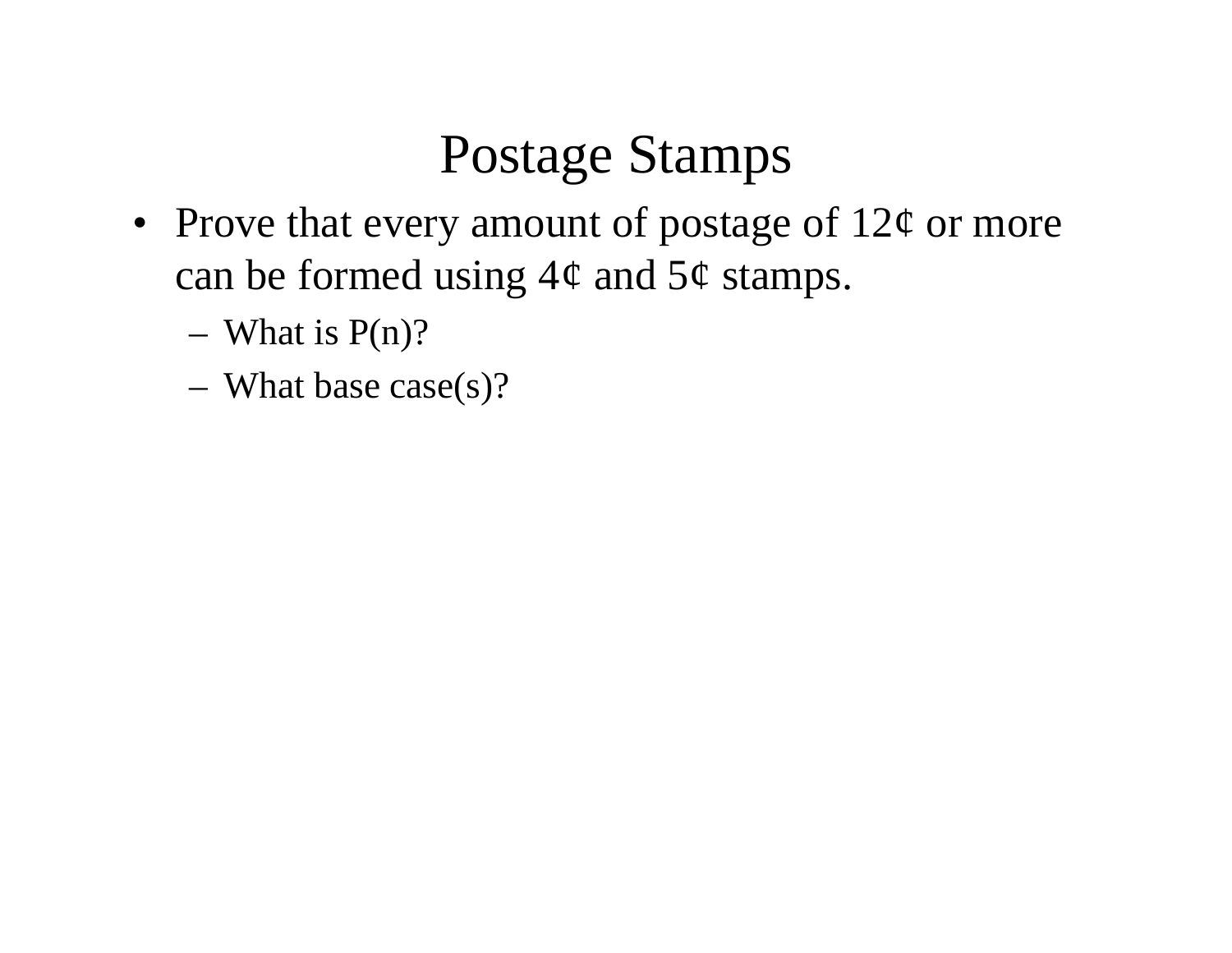# Postage Stamps

- Prove that every amount of postage of 12¢ or more can be formed using 4¢ and 5¢ stamps.
  - What is P(n)?
  - What base case(s)?